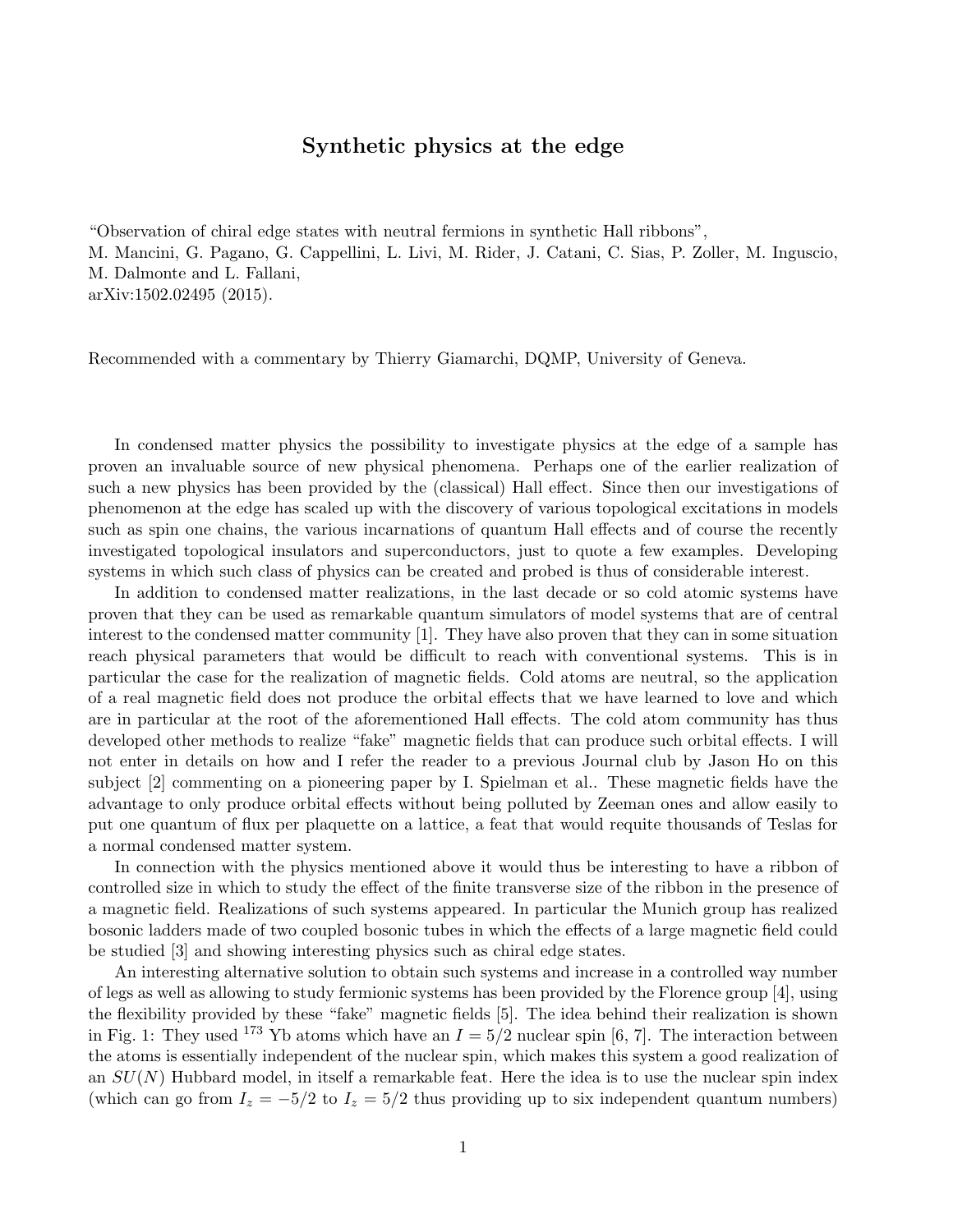# Synthetic physics at the edge

"Observation of chiral edge states with neutral fermions in synthetic Hall ribbons",
M. Mancini, G. Pagano, G. Cappellini, L. Livi, M. Rider, J. Catani, C. Sias, P. Zoller, M. Inguscio, M. Dalmonte and L. Fallani,
arXiv:1502.02495 (2015).

Recommended with a commentary by Thierry Giamarchi, DQMP, University of Geneva.

In condensed matter physics the possibility to investigate physics at the edge of a sample has proven an invaluable source of new physical phenomena. Perhaps one of the earlier realization of such a new physics has been provided by the (classical) Hall effect. Since then our investigations of phenomenon at the edge has scaled up with the discovery of various topological excitations in models such as spin one chains, the various incarnations of quantum Hall effects and of course the recently investigated topological insulators and superconductors, just to quote a few examples. Developing systems in which such class of physics can be created and probed is thus of considerable interest.

In addition to condensed matter realizations, in the last decade or so cold atomic systems have proven that they can be used as remarkable quantum simulators of model systems that are of central interest to the condensed matter community [1]. They have also proven that they can in some situation reach physical parameters that would be difficult to reach with conventional systems. This is in particular the case for the realization of magnetic fields. Cold atoms are neutral, so the application of a real magnetic field does not produce the orbital effects that we have learned to love and which are in particular at the root of the aforementioned Hall effects. The cold atom community has thus developed other methods to realize "fake" magnetic fields that can produce such orbital effects. I will not enter in details on how and I refer the reader to a previous Journal club by Jason Ho on this subject [2] commenting on a pioneering paper by I. Spielman et al.. These magnetic fields have the advantage to only produce orbital effects without being polluted by Zeeman ones and allow easily to put one quantum of flux per plaquette on a lattice, a feat that would requite thousands of Teslas for a normal condensed matter system.

In connection with the physics mentioned above it would thus be interesting to have a ribbon of controlled size in which to study the effect of the finite transverse size of the ribbon in the presence of a magnetic field. Realizations of such systems appeared. In particular the Munich group has realized bosonic ladders made of two coupled bosonic tubes in which the effects of a large magnetic field could be studied [3] and showing interesting physics such as chiral edge states.

An interesting alternative solution to obtain such systems and increase in a controlled way number of legs as well as allowing to study fermionic systems has been provided by the Florence group [4], using the flexibility provided by these "fake" magnetic fields [5]. The idea behind their realization is shown in Fig. 1: They used $^{173}$ Yb atoms which have an $I = 5/2$ nuclear spin [6, 7]. The interaction between the atoms is essentially independent of the nuclear spin, which makes this system a good realization of an $SU(N)$ Hubbard model, in itself a remarkable feat. Here the idea is to use the nuclear spin index (which can go from $I_z = -5/2$ to $I_z = 5/2$ thus providing up to six independent quantum numbers)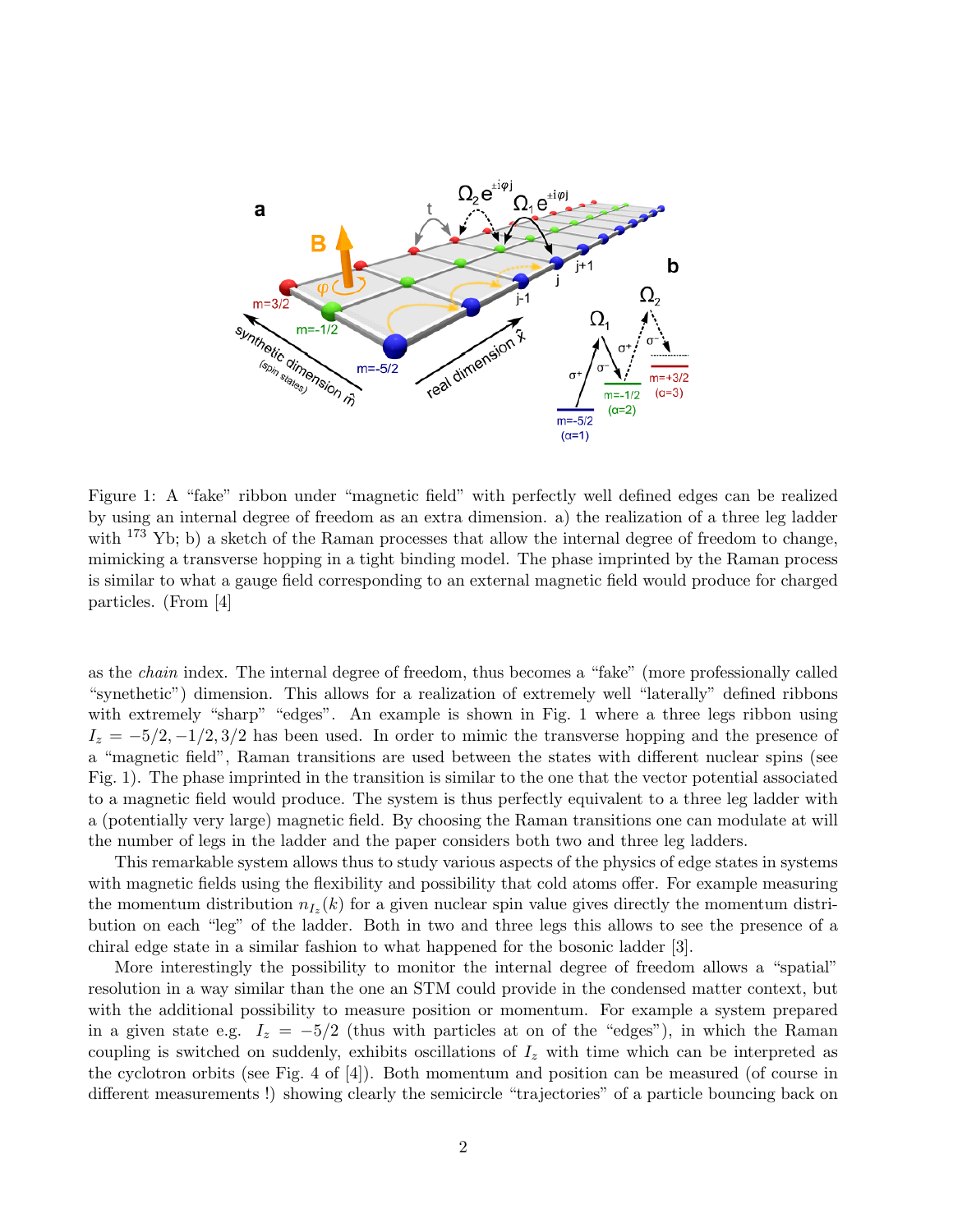a

B

$\varphi$

m=3/2

m=-1/2

m=-5/2

synthetic dimension $\hat{m}$

(spin states)

real dimension $\hat{x}$

t

$\Omega_2 e^{\pm i\varphi j}$

$\Omega_1 e^{\pm i\varphi j}$

j-1

j

j+1

b

$\Omega_1$

$\Omega_2$

$\sigma^+$

$\sigma^-$

$\sigma^+$

$\sigma^-$

m=-5/2
($\alpha$=1)

m=-1/2
($\alpha$=2)

m=+3/2
($\alpha$=3)

Figure 1: A "fake" ribbon under "magnetic field" with perfectly well defined edges can be realized by using an internal degree of freedom as an extra dimension. a) the realization of a three leg ladder with $^{173}$ Yb; b) a sketch of the Raman processes that allow the internal degree of freedom to change, mimicking a transverse hopping in a tight binding model. The phase imprinted by the Raman process is similar to what a gauge field corresponding to an external magnetic field would produce for charged particles. (From [4]

as the *chain* index. The internal degree of freedom, thus becomes a "fake" (more professionally called "synthetic") dimension. This allows for a realization of extremely well "laterally" defined ribbons with extremely "sharp" "edges". An example is shown in Fig. 1 where a three legs ribbon using $I_z = -5/2, -1/2, 3/2$ has been used. In order to mimic the transverse hopping and the presence of a "magnetic field", Raman transitions are used between the states with different nuclear spins (see Fig. 1). The phase imprinted in the transition is similar to the one that the vector potential associated to a magnetic field would produce. The system is thus perfectly equivalent to a three leg ladder with a (potentially very large) magnetic field. By choosing the Raman transitions one can modulate at will the number of legs in the ladder and the paper considers both two and three leg ladders.

This remarkable system allows thus to study various aspects of the physics of edge states in systems with magnetic fields using the flexibility and possibility that cold atoms offer. For example measuring the momentum distribution $n_{I_z}(k)$ for a given nuclear spin value gives directly the momentum distribution on each "leg" of the ladder. Both in two and three legs this allows to see the presence of a chiral edge state in a similar fashion to what happened for the bosonic ladder [3].

More interestingly the possibility to monitor the internal degree of freedom allows a "spatial" resolution in a way similar than the one an STM could provide in the condensed matter context, but with the additional possibility to measure position or momentum. For example a system prepared in a given state e.g. $I_z = -5/2$ (thus with particles at on of the "edges"), in which the Raman coupling is switched on suddenly, exhibits oscillations of $I_z$ with time which can be interpreted as the cyclotron orbits (see Fig. 4 of [4]). Both momentum and position can be measured (of course in different measurements !) showing clearly the semicircle "trajectories" of a particle bouncing back on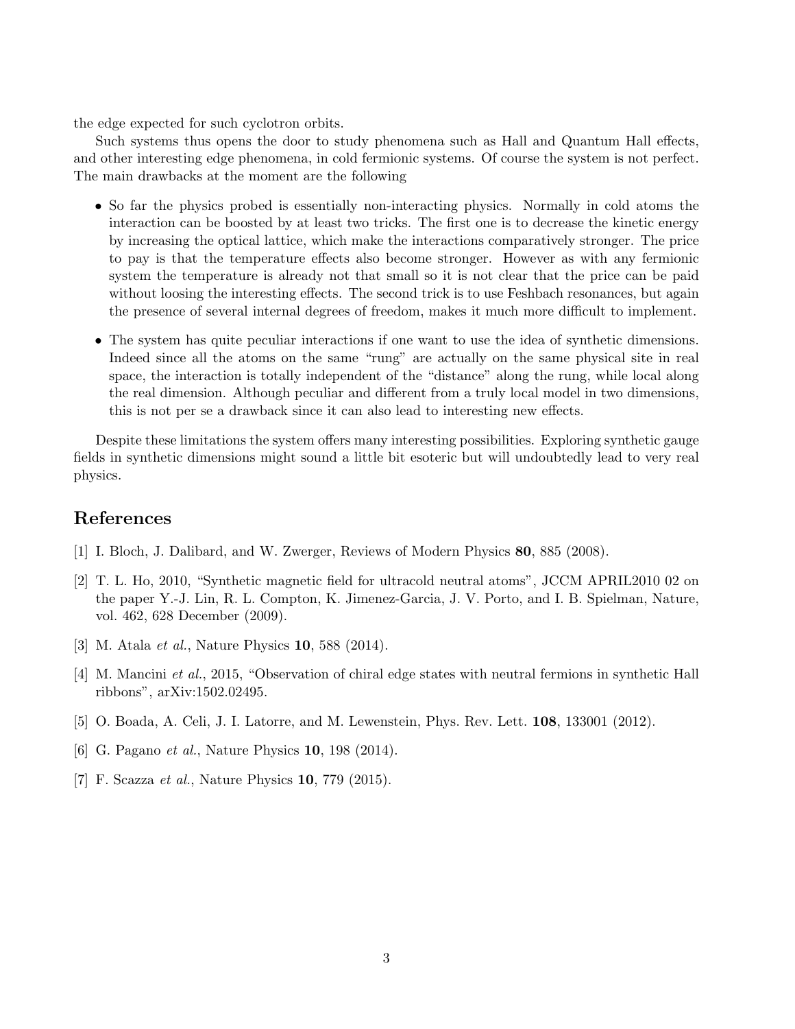the edge expected for such cyclotron orbits.

Such systems thus opens the door to study phenomena such as Hall and Quantum Hall effects, and other interesting edge phenomena, in cold fermionic systems. Of course the system is not perfect. The main drawbacks at the moment are the following

- So far the physics probed is essentially non-interacting physics. Normally in cold atoms the interaction can be boosted by at least two tricks. The first one is to decrease the kinetic energy by increasing the optical lattice, which make the interactions comparatively stronger. The price to pay is that the temperature effects also become stronger. However as with any fermionic system the temperature is already not that small so it is not clear that the price can be paid without loosing the interesting effects. The second trick is to use Feshbach resonances, but again the presence of several internal degrees of freedom, makes it much more difficult to implement.
- The system has quite peculiar interactions if one want to use the idea of synthetic dimensions. Indeed since all the atoms on the same "rung" are actually on the same physical site in real space, the interaction is totally independent of the "distance" along the rung, while local along the real dimension. Although peculiar and different from a truly local model in two dimensions, this is not per se a drawback since it can also lead to interesting new effects.

Despite these limitations the system offers many interesting possibilities. Exploring synthetic gauge fields in synthetic dimensions might sound a little bit esoteric but will undoubtedly lead to very real physics.

## References

[1] I. Bloch, J. Dalibard, and W. Zwerger, Reviews of Modern Physics **80**, 885 (2008).

[2] T. L. Ho, 2010, "Synthetic magnetic field for ultracold neutral atoms", JCCM APRIL2010 02 on the paper Y.-J. Lin, R. L. Compton, K. Jimenez-Garcia, J. V. Porto, and I. B. Spielman, Nature, vol. 462, 628 December (2009).

[3] M. Atala *et al.*, Nature Physics **10**, 588 (2014).

[4] M. Mancini *et al.*, 2015, "Observation of chiral edge states with neutral fermions in synthetic Hall ribbons", arXiv:1502.02495.

[5] O. Boada, A. Celi, J. I. Latorre, and M. Lewenstein, Phys. Rev. Lett. **108**, 133001 (2012).

[6] G. Pagano *et al.*, Nature Physics **10**, 198 (2014).

[7] F. Scazza *et al.*, Nature Physics **10**, 779 (2015).